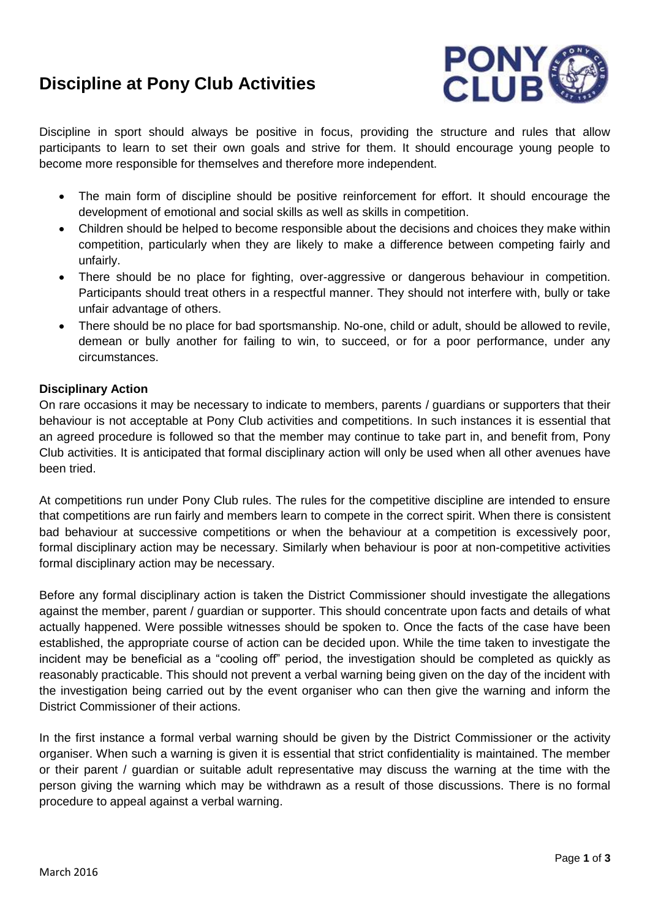# Discipline at Pony Club Activities

Discipline in sport should always be positive in focus, providing the structure and rules that allow participants to learn to set their own goals and strive for them. It should encourage young people to become more responsible for themselves and therefore more independent.

- The main form of discipline should be positive reinforcement for effort. It should encourage the development of emotional and social skills as well as skills in competition.
- Children should be helped to become responsible about the decisions and choices they make within competition, particularly when they are likely to make a difference between competing fairly and unfairly.
- There should be no place for fighting, over-aggressive or dangerous behaviour in competition. Participants should treat others in a respectful manner. They should not interfere with, bully or take unfair advantage of others.
- There should be no place for bad sportsmanship. No-one, child or adult, should be allowed to revile, demean or bully another for failing to win, to succeed, or for a poor performance, under any circumstances.

**Disciplinary Action**

On rare occasions it may be necessary to indicate to members, parents / guardians or supporters that their behaviour is not acceptable at Pony Club activities and competitions. In such instances it is essential that an agreed procedure is followed so that the member may continue to take part in, and benefit from, Pony Club activities. It is anticipated that formal disciplinary action will only be used when all other avenues have been tried.

At competitions run under Pony Club rules. The rules for the competitive discipline are intended to ensure that competitions are run fairly and members learn to compete in the correct spirit. When there is consistent bad behaviour at successive competitions or when the behaviour at a competition is excessively poor, formal disciplinary action may be necessary. Similarly when behaviour is poor at non-competitive activities formal disciplinary action may be necessary.

Before any formal disciplinary action is taken the District Commissioner should investigate the allegations against the member, parent / guardian or supporter. This should concentrate upon facts and details of what actually happened. Were possible witnesses should be spoken to. Once the facts of the case have been established, the appropriate course of action can be decided upon. While the time taken to investigate the incident may be beneficial as a "cooling off" period, the investigation should be completed as quickly as reasonably practicable. This should not prevent a verbal warning being given on the day of the incident with the investigation being carried out by the event organiser who can then give the warning and inform the District Commissioner of their actions.

In the first instance a formal verbal warning should be given by the District Commissioner or the activity organiser. When such a warning is given it is essential that strict confidentiality is maintained. The member or their parent / guardian or suitable adult representative may discuss the warning at the time with the person giving the warning which may be withdrawn as a result of those discussions. There is no formal procedure to appeal against a verbal warning.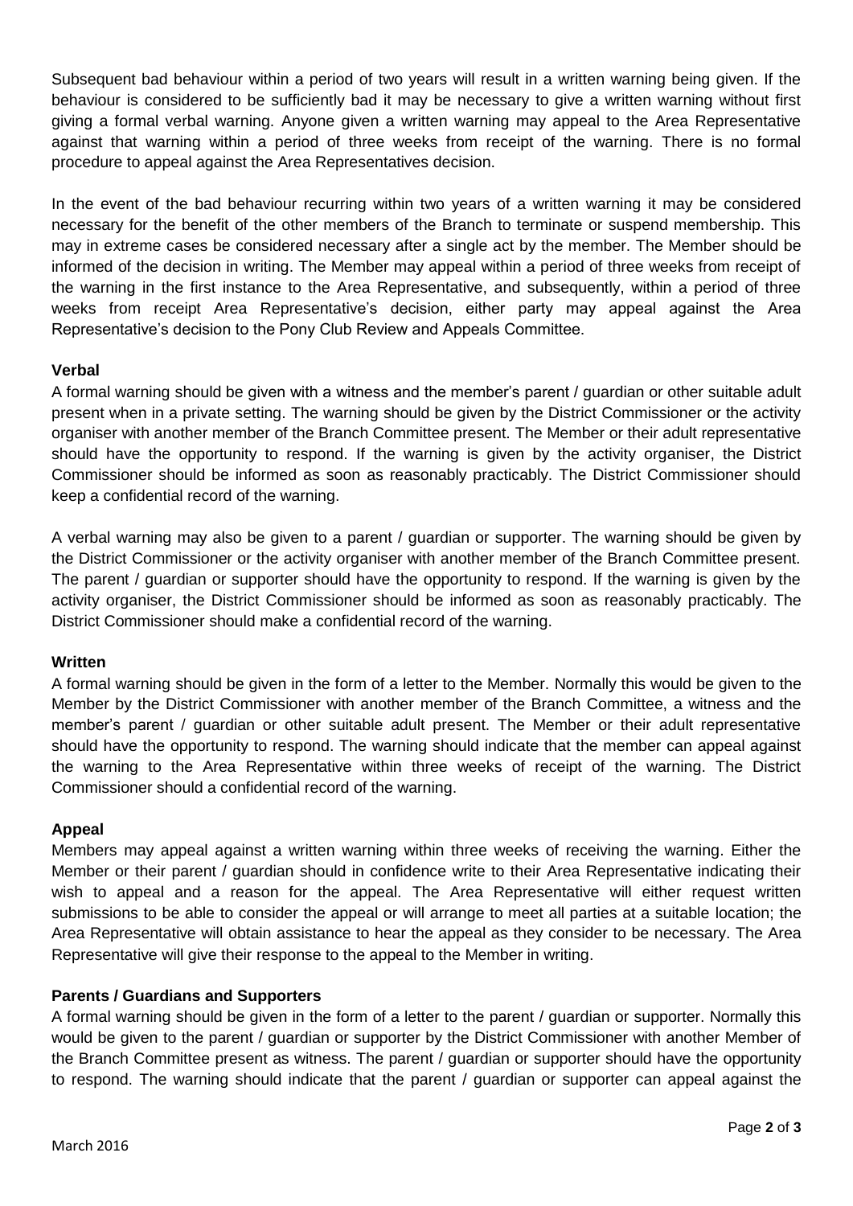Subsequent bad behaviour within a period of two years will result in a written warning being given. If the behaviour is considered to be sufficiently bad it may be necessary to give a written warning without first giving a formal verbal warning. Anyone given a written warning may appeal to the Area Representative against that warning within a period of three weeks from receipt of the warning. There is no formal procedure to appeal against the Area Representatives decision.

In the event of the bad behaviour recurring within two years of a written warning it may be considered necessary for the benefit of the other members of the Branch to terminate or suspend membership. This may in extreme cases be considered necessary after a single act by the member. The Member should be informed of the decision in writing. The Member may appeal within a period of three weeks from receipt of the warning in the first instance to the Area Representative, and subsequently, within a period of three weeks from receipt Area Representative's decision, either party may appeal against the Area Representative's decision to the Pony Club Review and Appeals Committee.

**Verbal**

A formal warning should be given with a witness and the member's parent / guardian or other suitable adult present when in a private setting. The warning should be given by the District Commissioner or the activity organiser with another member of the Branch Committee present. The Member or their adult representative should have the opportunity to respond. If the warning is given by the activity organiser, the District Commissioner should be informed as soon as reasonably practicably. The District Commissioner should keep a confidential record of the warning.

A verbal warning may also be given to a parent / guardian or supporter. The warning should be given by the District Commissioner or the activity organiser with another member of the Branch Committee present. The parent / guardian or supporter should have the opportunity to respond. If the warning is given by the activity organiser, the District Commissioner should be informed as soon as reasonably practicably. The District Commissioner should make a confidential record of the warning.

**Written**

A formal warning should be given in the form of a letter to the Member. Normally this would be given to the Member by the District Commissioner with another member of the Branch Committee, a witness and the member's parent / guardian or other suitable adult present. The Member or their adult representative should have the opportunity to respond. The warning should indicate that the member can appeal against the warning to the Area Representative within three weeks of receipt of the warning. The District Commissioner should a confidential record of the warning.

**Appeal**

Members may appeal against a written warning within three weeks of receiving the warning. Either the Member or their parent / guardian should in confidence write to their Area Representative indicating their wish to appeal and a reason for the appeal. The Area Representative will either request written submissions to be able to consider the appeal or will arrange to meet all parties at a suitable location; the Area Representative will obtain assistance to hear the appeal as they consider to be necessary. The Area Representative will give their response to the appeal to the Member in writing.

**Parents / Guardians and Supporters**

A formal warning should be given in the form of a letter to the parent / guardian or supporter. Normally this would be given to the parent / guardian or supporter by the District Commissioner with another Member of the Branch Committee present as witness. The parent / guardian or supporter should have the opportunity to respond. The warning should indicate that the parent / guardian or supporter can appeal against the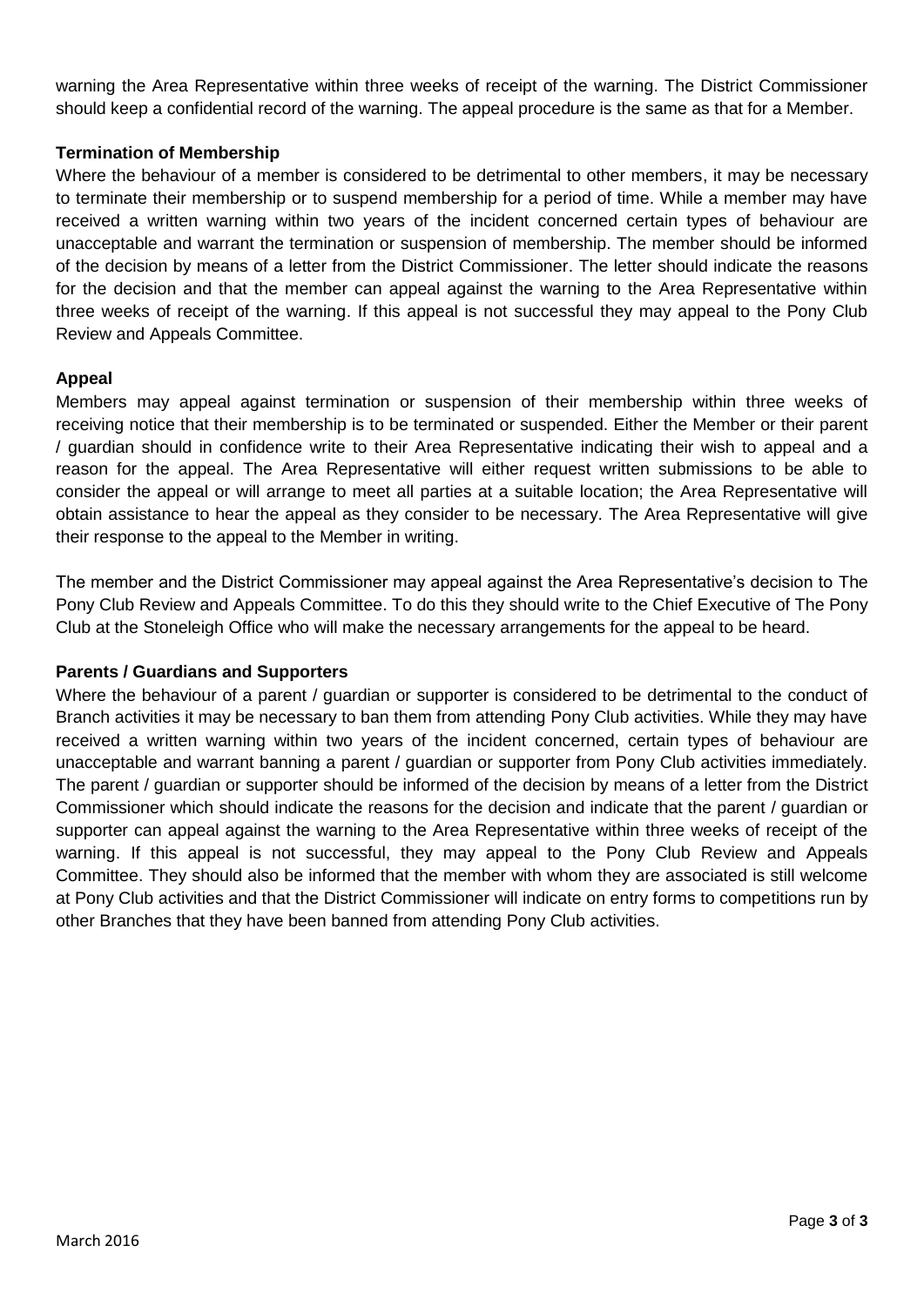warning the Area Representative within three weeks of receipt of the warning. The District Commissioner should keep a confidential record of the warning. The appeal procedure is the same as that for a Member.

**Termination of Membership**

Where the behaviour of a member is considered to be detrimental to other members, it may be necessary to terminate their membership or to suspend membership for a period of time. While a member may have received a written warning within two years of the incident concerned certain types of behaviour are unacceptable and warrant the termination or suspension of membership. The member should be informed of the decision by means of a letter from the District Commissioner. The letter should indicate the reasons for the decision and that the member can appeal against the warning to the Area Representative within three weeks of receipt of the warning. If this appeal is not successful they may appeal to the Pony Club Review and Appeals Committee.

**Appeal**

Members may appeal against termination or suspension of their membership within three weeks of receiving notice that their membership is to be terminated or suspended. Either the Member or their parent / guardian should in confidence write to their Area Representative indicating their wish to appeal and a reason for the appeal. The Area Representative will either request written submissions to be able to consider the appeal or will arrange to meet all parties at a suitable location; the Area Representative will obtain assistance to hear the appeal as they consider to be necessary. The Area Representative will give their response to the appeal to the Member in writing.

The member and the District Commissioner may appeal against the Area Representative's decision to The Pony Club Review and Appeals Committee. To do this they should write to the Chief Executive of The Pony Club at the Stoneleigh Office who will make the necessary arrangements for the appeal to be heard.

**Parents / Guardians and Supporters**

Where the behaviour of a parent / guardian or supporter is considered to be detrimental to the conduct of Branch activities it may be necessary to ban them from attending Pony Club activities. While they may have received a written warning within two years of the incident concerned, certain types of behaviour are unacceptable and warrant banning a parent / guardian or supporter from Pony Club activities immediately. The parent / guardian or supporter should be informed of the decision by means of a letter from the District Commissioner which should indicate the reasons for the decision and indicate that the parent / guardian or supporter can appeal against the warning to the Area Representative within three weeks of receipt of the warning. If this appeal is not successful, they may appeal to the Pony Club Review and Appeals Committee. They should also be informed that the member with whom they are associated is still welcome at Pony Club activities and that the District Commissioner will indicate on entry forms to competitions run by other Branches that they have been banned from attending Pony Club activities.

March 2016